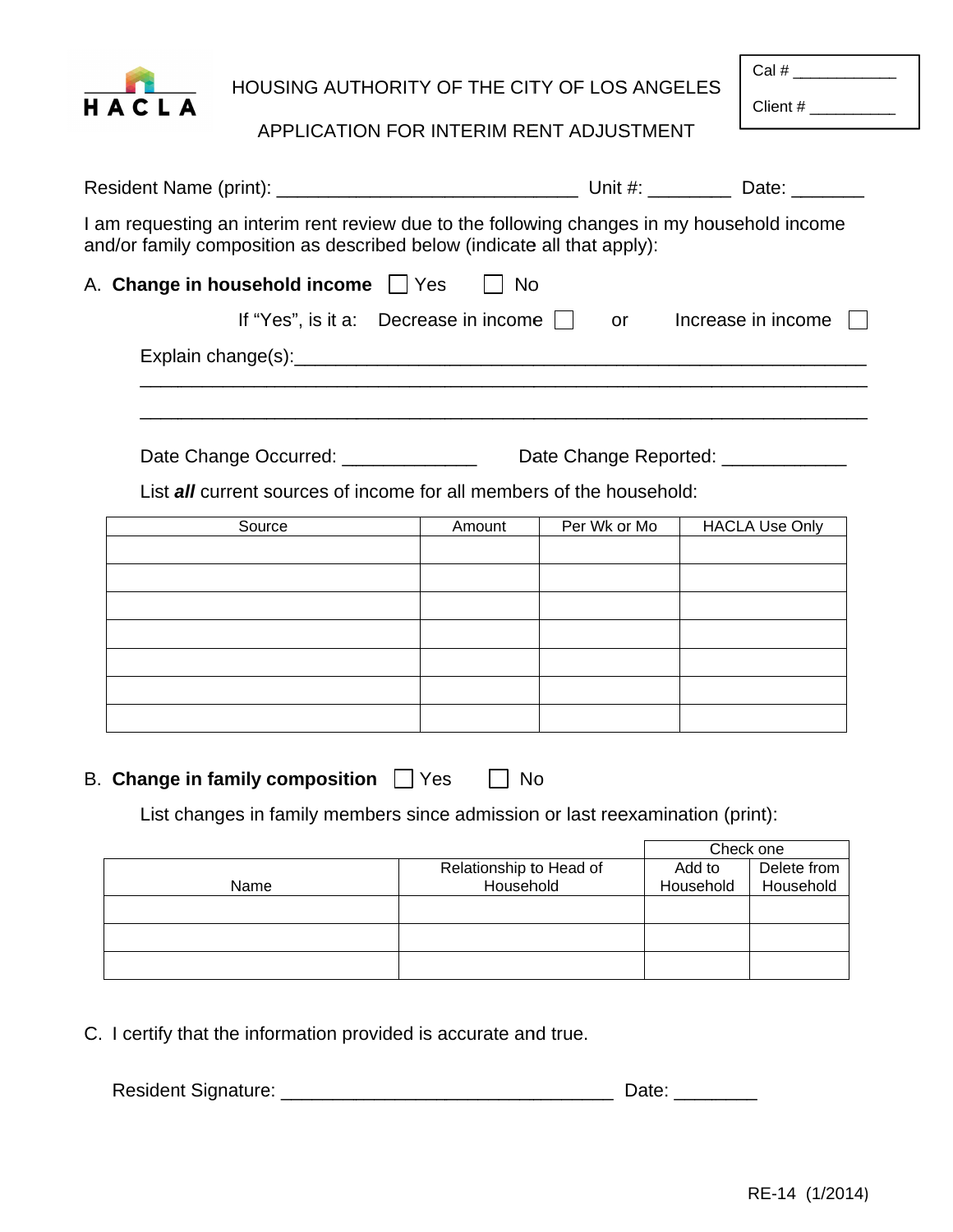HACLA

HOUSING AUTHORITY OF THE CITY OF LOS ANGELES

APPLICATION FOR INTERIM RENT ADJUSTMENT

Cal # ____________

Client # __________

Resident Name (print): _____________________________ Unit #: ________ Date: _______

I am requesting an interim rent review due to the following changes in my household income and/or family composition as described below (indicate all that apply):

A. **Change in household income** ☐ Yes ☐ No

If "Yes", is it a: Decrease in income ☐ or Increase in income ☐

Explain change(s):_________________________________________________________

_____________________________________________________________________

_____________________________________________________________________

Date Change Occurred: _____________ Date Change Reported: ____________

List ***all*** current sources of income for all members of the household:

| Source | Amount | Per Wk or Mo | HACLA Use Only |
|---|---|---|---|
| | | | |
| | | | |
| | | | |
| | | | |
| | | | |
| | | | |
| | | | |

B. **Change in family composition** ☐ Yes ☐ No

List changes in family members since admission or last reexamination (print):

| | | Check one | |
|---|---|---|---|
| Name | Relationship to Head of Household | Add to Household | Delete from Household |
| | | | |
| | | | |
| | | | |

C. I certify that the information provided is accurate and true.

Resident Signature: ________________________________ Date: ________

RE-14 (1/2014)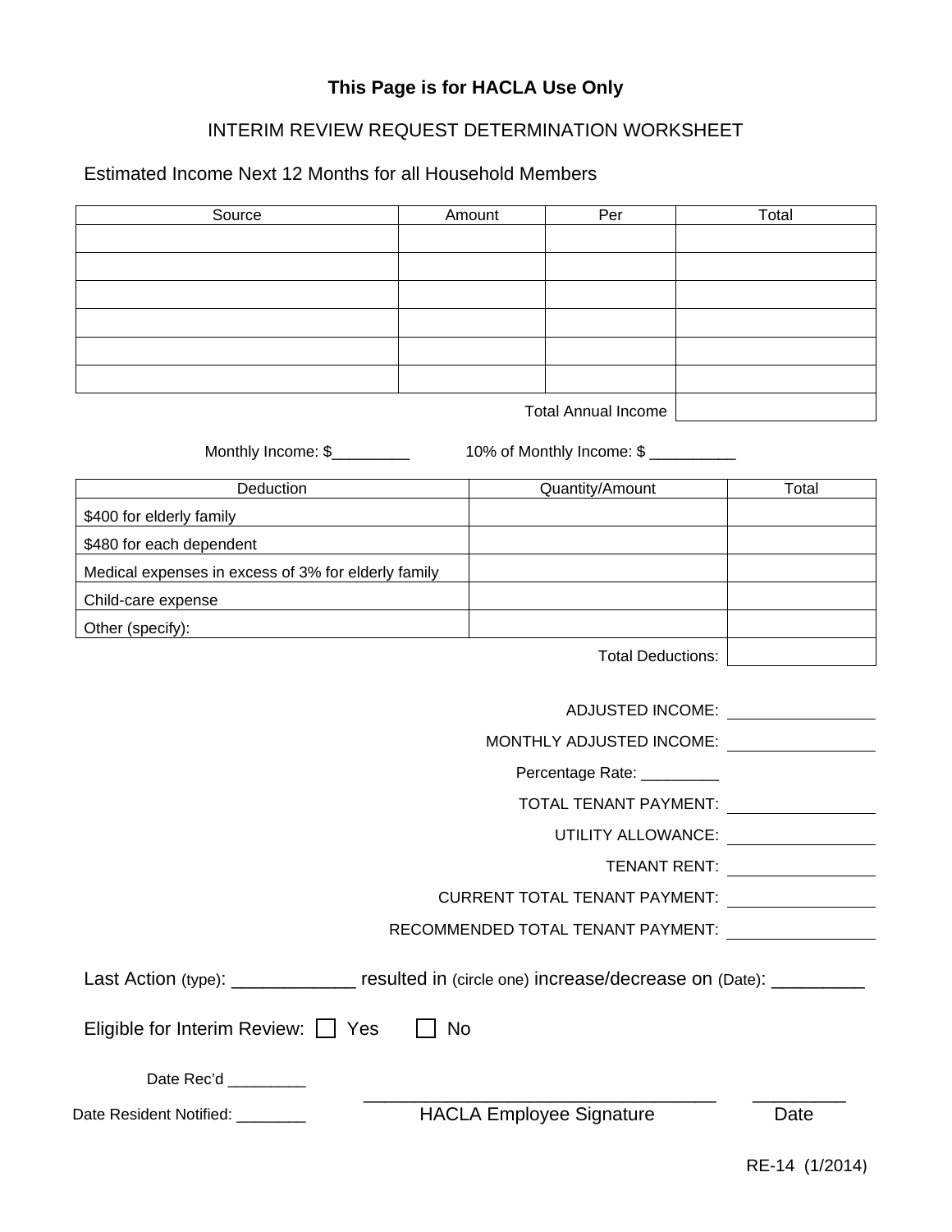**This Page is for HACLA Use Only**

INTERIM REVIEW REQUEST DETERMINATION WORKSHEET

Estimated Income Next 12 Months for all Household Members

| Source | Amount | Per | Total |
|---|---|---|---|
| | | | |
| | | | |
| | | | |
| | | | |
| | | | |
| | | | |
| | | Total Annual Income | |

Monthly Income: $_________ 10% of Monthly Income: $ __________

| Deduction | Quantity/Amount | Total |
|---|---|---|
| $400 for elderly family | | |
| $480 for each dependent | | |
| Medical expenses in excess of 3% for elderly family | | |
| Child-care expense | | |
| Other (specify): | | |
| | Total Deductions: | |

ADJUSTED INCOME: _________

MONTHLY ADJUSTED INCOME: _________

Percentage Rate: _________

TOTAL TENANT PAYMENT: _________

UTILITY ALLOWANCE: _________

TENANT RENT: _________

CURRENT TOTAL TENANT PAYMENT: _________

RECOMMENDED TOTAL TENANT PAYMENT: _________

Last Action (type): ____________ resulted in (circle one) increase/decrease on (Date): _________

Eligible for Interim Review: ☐ Yes ☐ No

Date Rec'd _________

Date Resident Notified: ________

__________________________________ HACLA Employee Signature

_________ Date

RE-14 (1/2014)